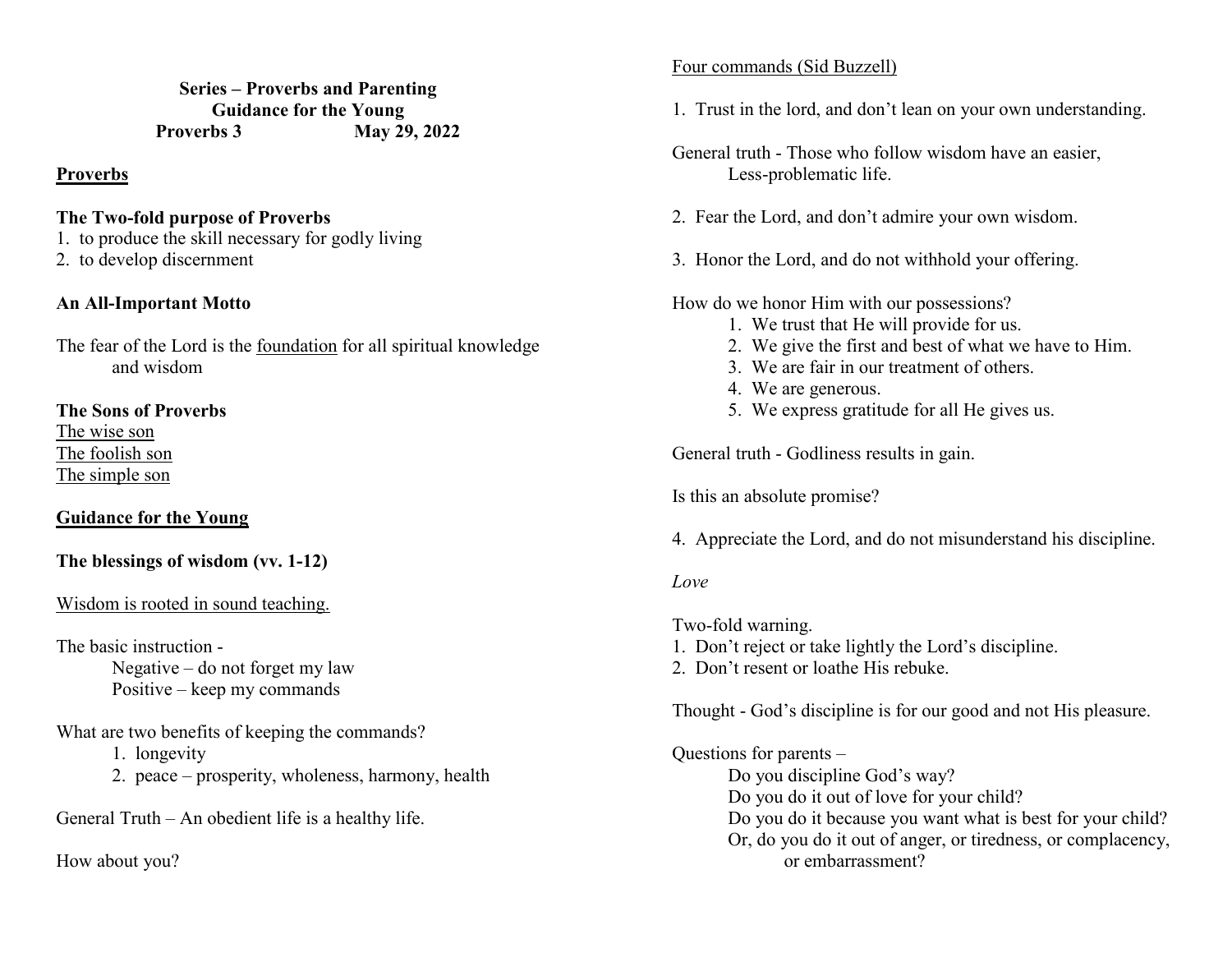**Series – Proverbs and Parenting**
**Guidance for the Young**
**Proverbs 3 May 29, 2022**

## Proverbs

### The Two-fold purpose of Proverbs

1. to produce the skill necessary for godly living
2. to develop discernment

### An All-Important Motto

The fear of the Lord is the foundation for all spiritual knowledge and wisdom

### The Sons of Proverbs

The wise son
The foolish son
The simple son

## Guidance for the Young

### The blessings of wisdom (vv. 1-12)

Wisdom is rooted in sound teaching.

The basic instruction -
Negative – do not forget my law
Positive – keep my commands

What are two benefits of keeping the commands?

1. longevity
2. peace – prosperity, wholeness, harmony, health

General Truth – An obedient life is a healthy life.

How about you?

Four commands (Sid Buzzell)

1. Trust in the lord, and don't lean on your own understanding.

General truth - Those who follow wisdom have an easier, Less-problematic life.

2. Fear the Lord, and don't admire your own wisdom.

3. Honor the Lord, and do not withhold your offering.

How do we honor Him with our possessions?

1. We trust that He will provide for us.
2. We give the first and best of what we have to Him.
3. We are fair in our treatment of others.
4. We are generous.
5. We express gratitude for all He gives us.

General truth - Godliness results in gain.

Is this an absolute promise?

4. Appreciate the Lord, and do not misunderstand his discipline.

*Love*

Two-fold warning.

1. Don't reject or take lightly the Lord's discipline.
2. Don't resent or loathe His rebuke.

Thought - God's discipline is for our good and not His pleasure.

Questions for parents –
Do you discipline God's way?
Do you do it out of love for your child?
Do you do it because you want what is best for your child?
Or, do you do it out of anger, or tiredness, or complacency, or embarrassment?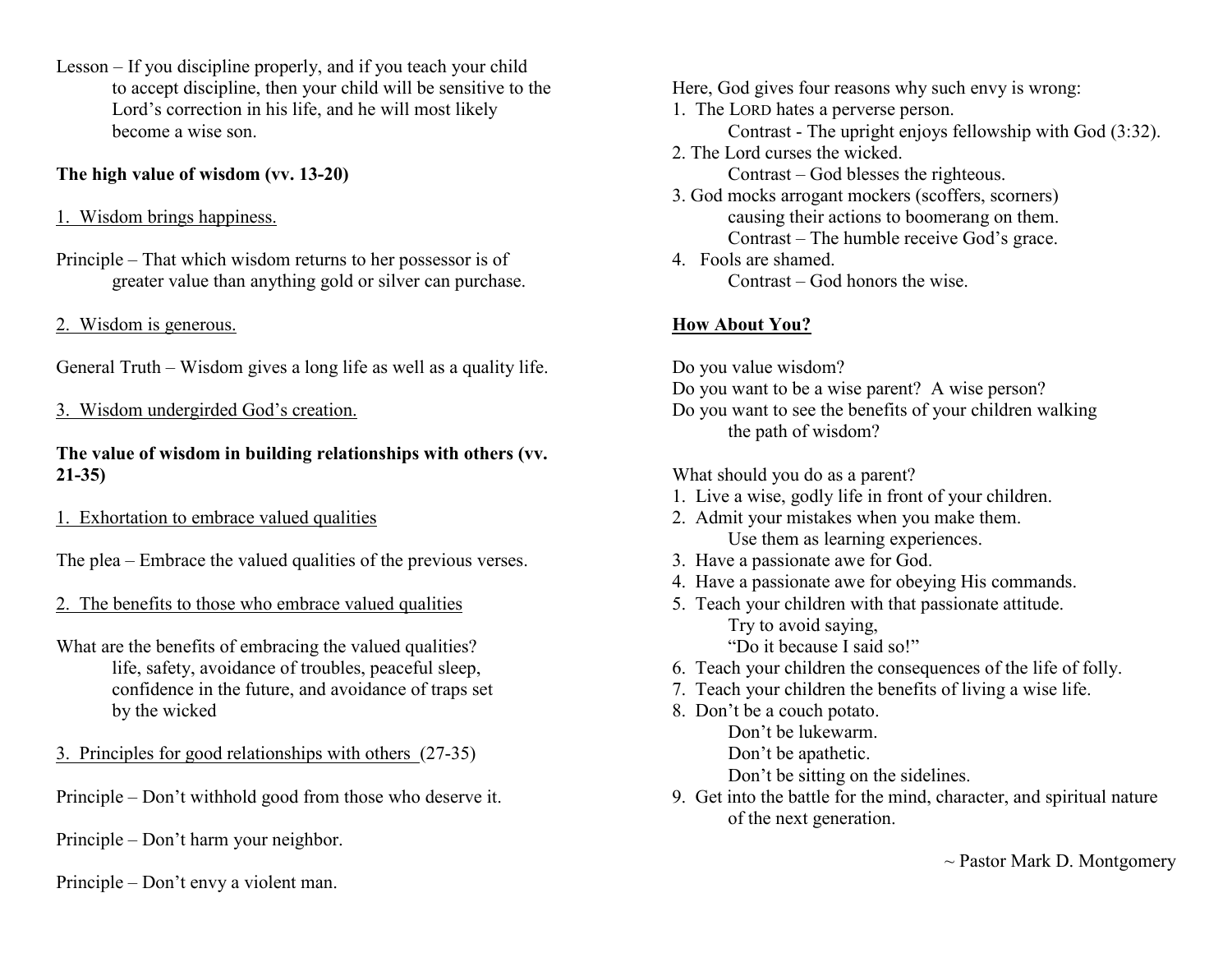Lesson – If you discipline properly, and if you teach your child to accept discipline, then your child will be sensitive to the Lord's correction in his life, and he will most likely become a wise son.

**The high value of wisdom (vv. 13-20)**

1. <u>Wisdom brings happiness.</u>

Principle – That which wisdom returns to her possessor is of greater value than anything gold or silver can purchase.

2. <u>Wisdom is generous.</u>

General Truth – Wisdom gives a long life as well as a quality life.

3. <u>Wisdom undergirded God's creation.</u>

**The value of wisdom in building relationships with others (vv. 21-35)**

1. <u>Exhortation to embrace valued qualities</u>

The plea – Embrace the valued qualities of the previous verses.

2. <u>The benefits to those who embrace valued qualities</u>

What are the benefits of embracing the valued qualities?
life, safety, avoidance of troubles, peaceful sleep, confidence in the future, and avoidance of traps set by the wicked

3. <u>Principles for good relationships with others</u> (27-35)

Principle – Don't withhold good from those who deserve it.

Principle – Don't harm your neighbor.

Principle – Don't envy a violent man.

Here, God gives four reasons why such envy is wrong:

1. The LORD hates a perverse person.
   Contrast - The upright enjoys fellowship with God (3:32).
2. The Lord curses the wicked.
   Contrast – God blesses the righteous.
3. God mocks arrogant mockers (scoffers, scorners) causing their actions to boomerang on them.
   Contrast – The humble receive God's grace.
4. Fools are shamed.
   Contrast – God honors the wise.

**<u>How About You?</u>**

Do you value wisdom?
Do you want to be a wise parent? A wise person?
Do you want to see the benefits of your children walking the path of wisdom?

What should you do as a parent?

1. Live a wise, godly life in front of your children.
2. Admit your mistakes when you make them.
   Use them as learning experiences.
3. Have a passionate awe for God.
4. Have a passionate awe for obeying His commands.
5. Teach your children with that passionate attitude.
   Try to avoid saying,
   "Do it because I said so!"
6. Teach your children the consequences of the life of folly.
7. Teach your children the benefits of living a wise life.
8. Don't be a couch potato.
   Don't be lukewarm.
   Don't be apathetic.
   Don't be sitting on the sidelines.
9. Get into the battle for the mind, character, and spiritual nature of the next generation.

~ Pastor Mark D. Montgomery